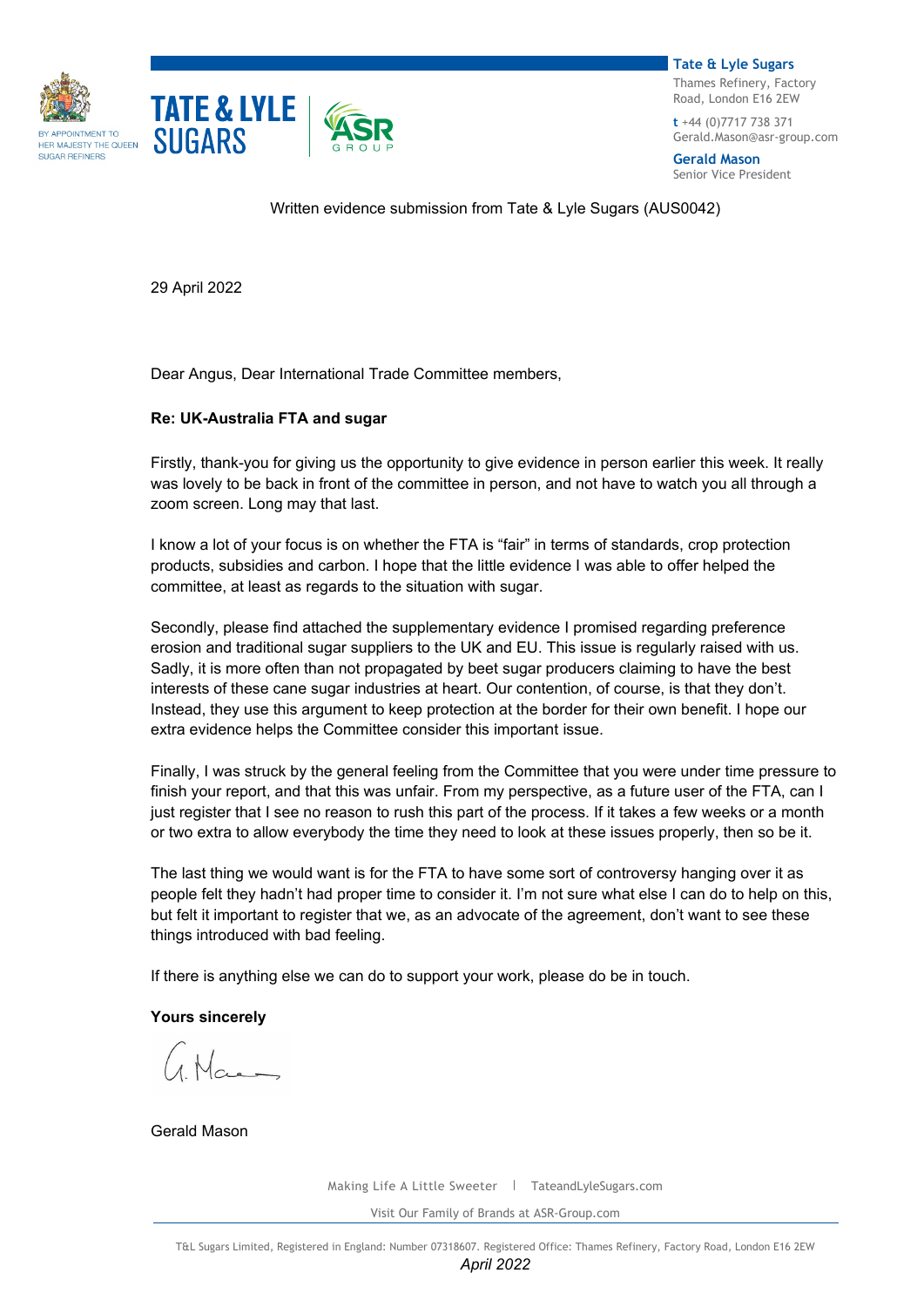BY APPOINTMENT TO HER MAJESTY THE QUEEN SUGAR REFINERS

**Tate & Lyle Sugars**
Thames Refinery, Factory Road, London E16 2EW

**t** +44 (0)7717 738 371
Gerald.Mason@asr-group.com

**Gerald Mason**
Senior Vice President

Written evidence submission from Tate & Lyle Sugars (AUS0042)

29 April 2022

Dear Angus, Dear International Trade Committee members,

**Re: UK-Australia FTA and sugar**

Firstly, thank-you for giving us the opportunity to give evidence in person earlier this week. It really was lovely to be back in front of the committee in person, and not have to watch you all through a zoom screen. Long may that last.

I know a lot of your focus is on whether the FTA is "fair" in terms of standards, crop protection products, subsidies and carbon. I hope that the little evidence I was able to offer helped the committee, at least as regards to the situation with sugar.

Secondly, please find attached the supplementary evidence I promised regarding preference erosion and traditional sugar suppliers to the UK and EU. This issue is regularly raised with us. Sadly, it is more often than not propagated by beet sugar producers claiming to have the best interests of these cane sugar industries at heart. Our contention, of course, is that they don't. Instead, they use this argument to keep protection at the border for their own benefit. I hope our extra evidence helps the Committee consider this important issue.

Finally, I was struck by the general feeling from the Committee that you were under time pressure to finish your report, and that this was unfair. From my perspective, as a future user of the FTA, can I just register that I see no reason to rush this part of the process. If it takes a few weeks or a month or two extra to allow everybody the time they need to look at these issues properly, then so be it.

The last thing we would want is for the FTA to have some sort of controversy hanging over it as people felt they hadn't had proper time to consider it. I'm not sure what else I can do to help on this, but felt it important to register that we, as an advocate of the agreement, don't want to see these things introduced with bad feeling.

If there is anything else we can do to support your work, please do be in touch.

**Yours sincerely**

G. Mason

Gerald Mason

Making Life A Little Sweeter | TateandLyleSugars.com

Visit Our Family of Brands at ASR-Group.com

T&L Sugars Limited, Registered in England: Number 07318607. Registered Office: Thames Refinery, Factory Road, London E16 2EW

*April 2022*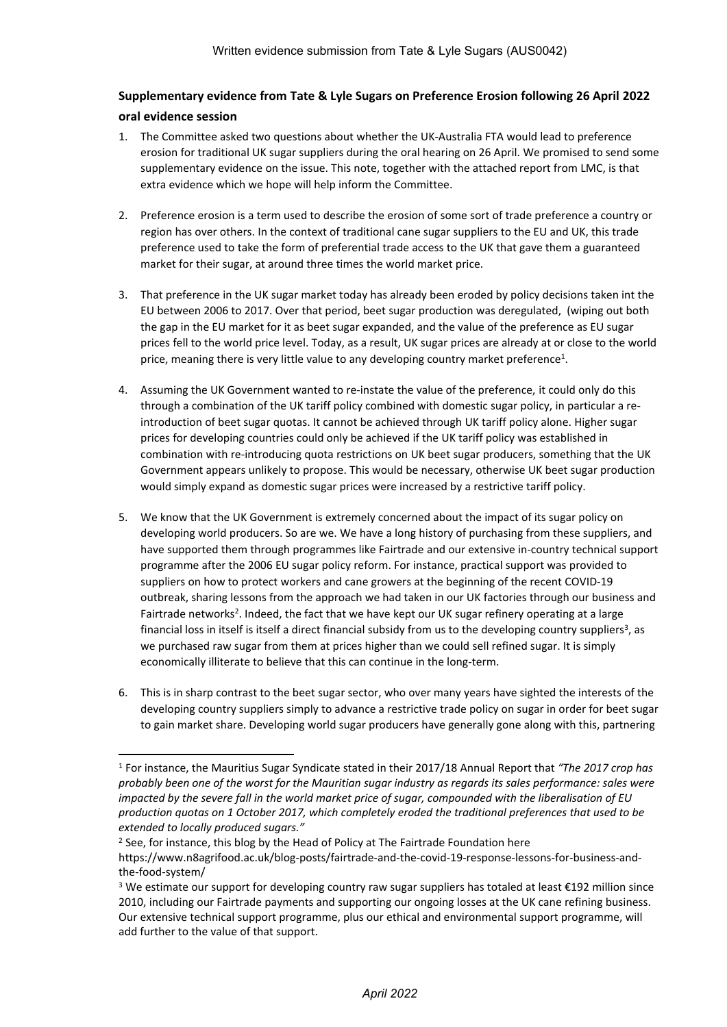Written evidence submission from Tate & Lyle Sugars (AUS0042)

**Supplementary evidence from Tate & Lyle Sugars on Preference Erosion following 26 April 2022 oral evidence session**

1. The Committee asked two questions about whether the UK-Australia FTA would lead to preference erosion for traditional UK sugar suppliers during the oral hearing on 26 April. We promised to send some supplementary evidence on the issue. This note, together with the attached report from LMC, is that extra evidence which we hope will help inform the Committee.

2. Preference erosion is a term used to describe the erosion of some sort of trade preference a country or region has over others. In the context of traditional cane sugar suppliers to the EU and UK, this trade preference used to take the form of preferential trade access to the UK that gave them a guaranteed market for their sugar, at around three times the world market price.

3. That preference in the UK sugar market today has already been eroded by policy decisions taken int the EU between 2006 to 2017. Over that period, beet sugar production was deregulated, (wiping out both the gap in the EU market for it as beet sugar expanded, and the value of the preference as EU sugar prices fell to the world price level. Today, as a result, UK sugar prices are already at or close to the world price, meaning there is very little value to any developing country market preference[1].

4. Assuming the UK Government wanted to re-instate the value of the preference, it could only do this through a combination of the UK tariff policy combined with domestic sugar policy, in particular a re-introduction of beet sugar quotas. It cannot be achieved through UK tariff policy alone. Higher sugar prices for developing countries could only be achieved if the UK tariff policy was established in combination with re-introducing quota restrictions on UK beet sugar producers, something that the UK Government appears unlikely to propose. This would be necessary, otherwise UK beet sugar production would simply expand as domestic sugar prices were increased by a restrictive tariff policy.

5. We know that the UK Government is extremely concerned about the impact of its sugar policy on developing world producers. So are we. We have a long history of purchasing from these suppliers, and have supported them through programmes like Fairtrade and our extensive in-country technical support programme after the 2006 EU sugar policy reform. For instance, practical support was provided to suppliers on how to protect workers and cane growers at the beginning of the recent COVID-19 outbreak, sharing lessons from the approach we had taken in our UK factories through our business and Fairtrade networks[2]. Indeed, the fact that we have kept our UK sugar refinery operating at a large financial loss in itself is itself a direct financial subsidy from us to the developing country suppliers[3], as we purchased raw sugar from them at prices higher than we could sell refined sugar. It is simply economically illiterate to believe that this can continue in the long-term.

6. This is in sharp contrast to the beet sugar sector, who over many years have sighted the interests of the developing country suppliers simply to advance a restrictive trade policy on sugar in order for beet sugar to gain market share. Developing world sugar producers have generally gone along with this, partnering

---

[1] For instance, the Mauritius Sugar Syndicate stated in their 2017/18 Annual Report that *"The 2017 crop has probably been one of the worst for the Mauritian sugar industry as regards its sales performance: sales were impacted by the severe fall in the world market price of sugar, compounded with the liberalisation of EU production quotas on 1 October 2017, which completely eroded the traditional preferences that used to be extended to locally produced sugars."*

[2] See, for instance, this blog by the Head of Policy at The Fairtrade Foundation here https://www.n8agrifood.ac.uk/blog-posts/fairtrade-and-the-covid-19-response-lessons-for-business-and-the-food-system/

[3] We estimate our support for developing country raw sugar suppliers has totaled at least €192 million since 2010, including our Fairtrade payments and supporting our ongoing losses at the UK cane refining business. Our extensive technical support programme, plus our ethical and environmental support programme, will add further to the value of that support.

*April 2022*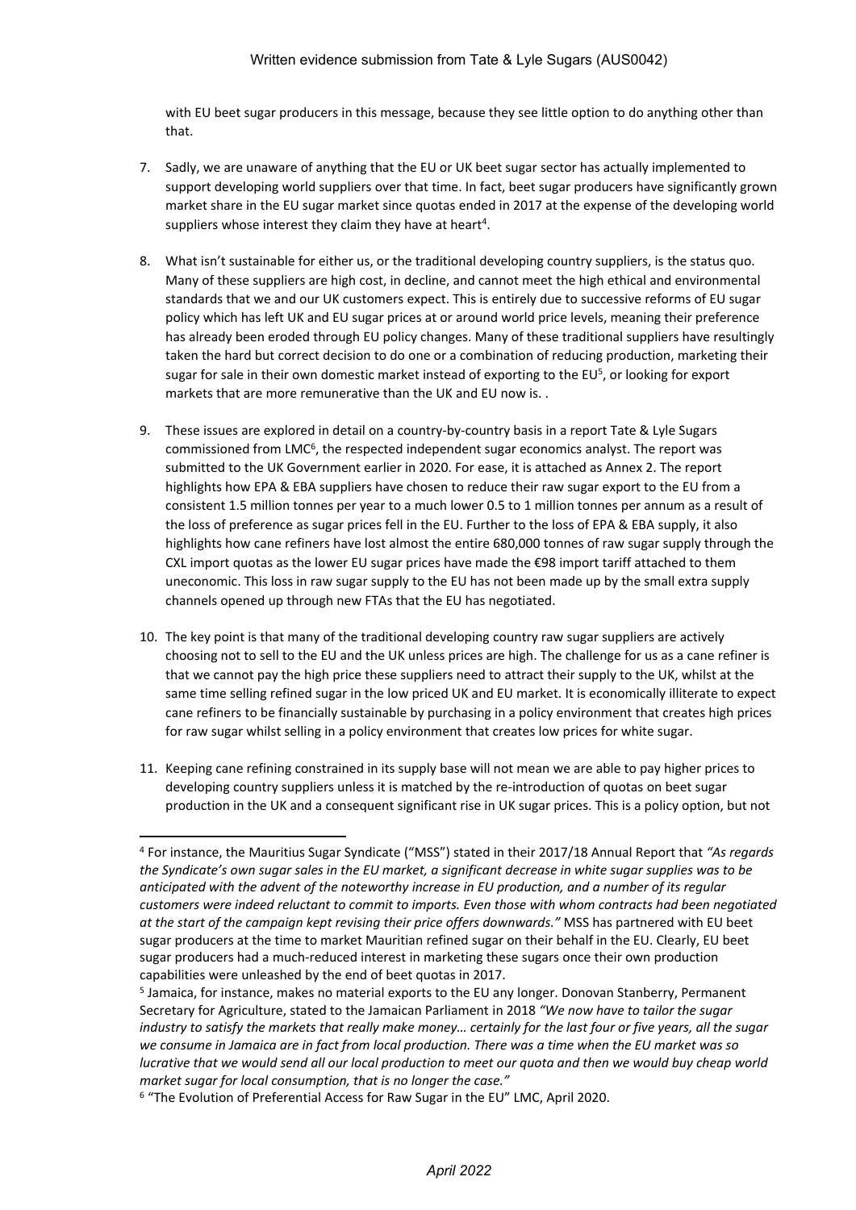with EU beet sugar producers in this message, because they see little option to do anything other than that.

7. Sadly, we are unaware of anything that the EU or UK beet sugar sector has actually implemented to support developing world suppliers over that time. In fact, beet sugar producers have significantly grown market share in the EU sugar market since quotas ended in 2017 at the expense of the developing world suppliers whose interest they claim they have at heart[4].

8. What isn't sustainable for either us, or the traditional developing country suppliers, is the status quo. Many of these suppliers are high cost, in decline, and cannot meet the high ethical and environmental standards that we and our UK customers expect. This is entirely due to successive reforms of EU sugar policy which has left UK and EU sugar prices at or around world price levels, meaning their preference has already been eroded through EU policy changes. Many of these traditional suppliers have resultingly taken the hard but correct decision to do one or a combination of reducing production, marketing their sugar for sale in their own domestic market instead of exporting to the EU[5], or looking for export markets that are more remunerative than the UK and EU now is. .

9. These issues are explored in detail on a country-by-country basis in a report Tate & Lyle Sugars commissioned from LMC[6], the respected independent sugar economics analyst. The report was submitted to the UK Government earlier in 2020. For ease, it is attached as Annex 2. The report highlights how EPA & EBA suppliers have chosen to reduce their raw sugar export to the EU from a consistent 1.5 million tonnes per year to a much lower 0.5 to 1 million tonnes per annum as a result of the loss of preference as sugar prices fell in the EU. Further to the loss of EPA & EBA supply, it also highlights how cane refiners have lost almost the entire 680,000 tonnes of raw sugar supply through the CXL import quotas as the lower EU sugar prices have made the €98 import tariff attached to them uneconomic. This loss in raw sugar supply to the EU has not been made up by the small extra supply channels opened up through new FTAs that the EU has negotiated.

10. The key point is that many of the traditional developing country raw sugar suppliers are actively choosing not to sell to the EU and the UK unless prices are high. The challenge for us as a cane refiner is that we cannot pay the high price these suppliers need to attract their supply to the UK, whilst at the same time selling refined sugar in the low priced UK and EU market. It is economically illiterate to expect cane refiners to be financially sustainable by purchasing in a policy environment that creates high prices for raw sugar whilst selling in a policy environment that creates low prices for white sugar.

11. Keeping cane refining constrained in its supply base will not mean we are able to pay higher prices to developing country suppliers unless it is matched by the re-introduction of quotas on beet sugar production in the UK and a consequent significant rise in UK sugar prices. This is a policy option, but not

---

[4] For instance, the Mauritius Sugar Syndicate ("MSS") stated in their 2017/18 Annual Report that *"As regards the Syndicate's own sugar sales in the EU market, a significant decrease in white sugar supplies was to be anticipated with the advent of the noteworthy increase in EU production, and a number of its regular customers were indeed reluctant to commit to imports. Even those with whom contracts had been negotiated at the start of the campaign kept revising their price offers downwards."* MSS has partnered with EU beet sugar producers at the time to market Mauritian refined sugar on their behalf in the EU. Clearly, EU beet sugar producers had a much-reduced interest in marketing these sugars once their own production capabilities were unleashed by the end of beet quotas in 2017.

[5] Jamaica, for instance, makes no material exports to the EU any longer. Donovan Stanberry, Permanent Secretary for Agriculture, stated to the Jamaican Parliament in 2018 *"We now have to tailor the sugar industry to satisfy the markets that really make money… certainly for the last four or five years, all the sugar we consume in Jamaica are in fact from local production. There was a time when the EU market was so lucrative that we would send all our local production to meet our quota and then we would buy cheap world market sugar for local consumption, that is no longer the case."*

[6] "The Evolution of Preferential Access for Raw Sugar in the EU" LMC, April 2020.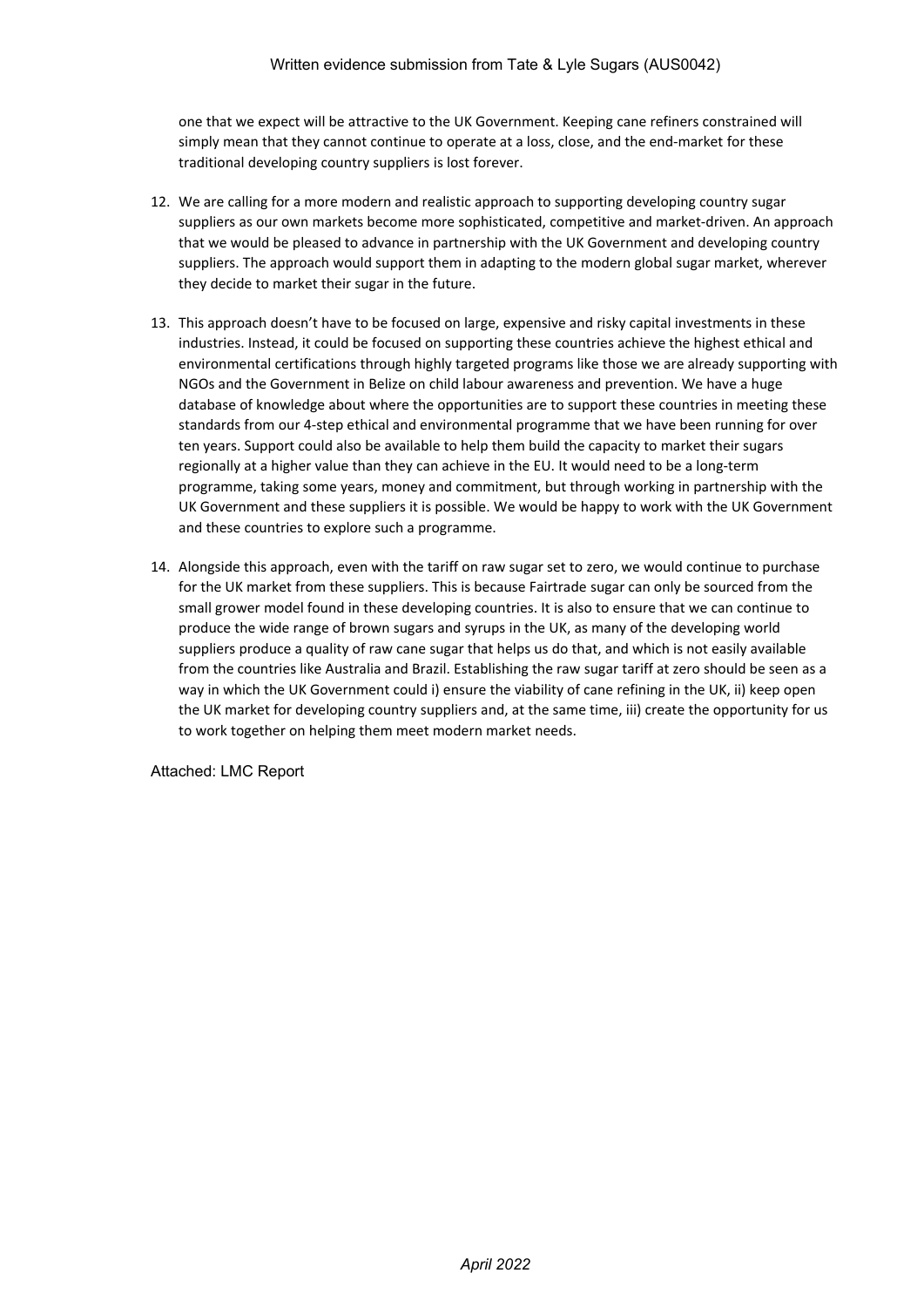one that we expect will be attractive to the UK Government. Keeping cane refiners constrained will simply mean that they cannot continue to operate at a loss, close, and the end-market for these traditional developing country suppliers is lost forever.

12. We are calling for a more modern and realistic approach to supporting developing country sugar suppliers as our own markets become more sophisticated, competitive and market-driven. An approach that we would be pleased to advance in partnership with the UK Government and developing country suppliers. The approach would support them in adapting to the modern global sugar market, wherever they decide to market their sugar in the future.

13. This approach doesn't have to be focused on large, expensive and risky capital investments in these industries. Instead, it could be focused on supporting these countries achieve the highest ethical and environmental certifications through highly targeted programs like those we are already supporting with NGOs and the Government in Belize on child labour awareness and prevention. We have a huge database of knowledge about where the opportunities are to support these countries in meeting these standards from our 4-step ethical and environmental programme that we have been running for over ten years. Support could also be available to help them build the capacity to market their sugars regionally at a higher value than they can achieve in the EU. It would need to be a long-term programme, taking some years, money and commitment, but through working in partnership with the UK Government and these suppliers it is possible. We would be happy to work with the UK Government and these countries to explore such a programme.

14. Alongside this approach, even with the tariff on raw sugar set to zero, we would continue to purchase for the UK market from these suppliers. This is because Fairtrade sugar can only be sourced from the small grower model found in these developing countries. It is also to ensure that we can continue to produce the wide range of brown sugars and syrups in the UK, as many of the developing world suppliers produce a quality of raw cane sugar that helps us do that, and which is not easily available from the countries like Australia and Brazil. Establishing the raw sugar tariff at zero should be seen as a way in which the UK Government could i) ensure the viability of cane refining in the UK, ii) keep open the UK market for developing country suppliers and, at the same time, iii) create the opportunity for us to work together on helping them meet modern market needs.

Attached: LMC Report

*April 2022*